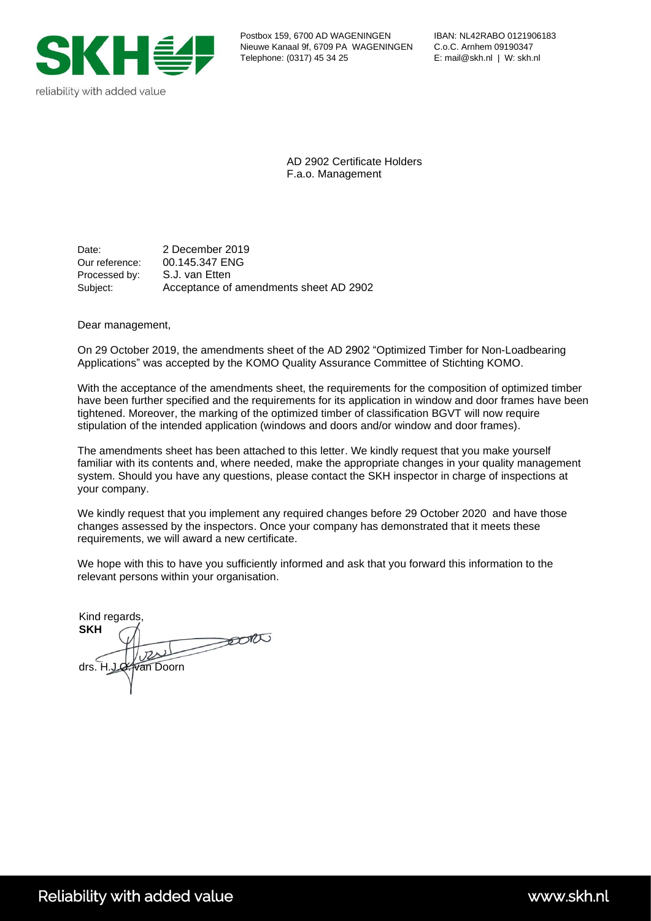reliability with added value

Postbox 159, 6700 AD WAGENINGEN
Nieuwe Kanaal 9f, 6709 PA WAGENINGEN
Telephone: (0317) 45 34 25

IBAN: NL42RABO 0121906183
C.o.C. Arnhem 09190347
E: mail@skh.nl | W: skh.nl

AD 2902 Certificate Holders
F.a.o. Management

Date: 2 December 2019
Our reference: 00.145.347 ENG
Processed by: S.J. van Etten
Subject: Acceptance of amendments sheet AD 2902

Dear management,

On 29 October 2019, the amendments sheet of the AD 2902 "Optimized Timber for Non-Loadbearing Applications" was accepted by the KOMO Quality Assurance Committee of Stichting KOMO.

With the acceptance of the amendments sheet, the requirements for the composition of optimized timber have been further specified and the requirements for its application in window and door frames have been tightened. Moreover, the marking of the optimized timber of classification BGVT will now require stipulation of the intended application (windows and doors and/or window and door frames).

The amendments sheet has been attached to this letter. We kindly request that you make yourself familiar with its contents and, where needed, make the appropriate changes in your quality management system. Should you have any questions, please contact the SKH inspector in charge of inspections at your company.

We kindly request that you implement any required changes before 29 October 2020 and have those changes assessed by the inspectors. Once your company has demonstrated that it meets these requirements, we will award a new certificate.

We hope with this to have you sufficiently informed and ask that you forward this information to the relevant persons within your organisation.

Kind regards,
**SKH**

drs. H.J.O. van Doorn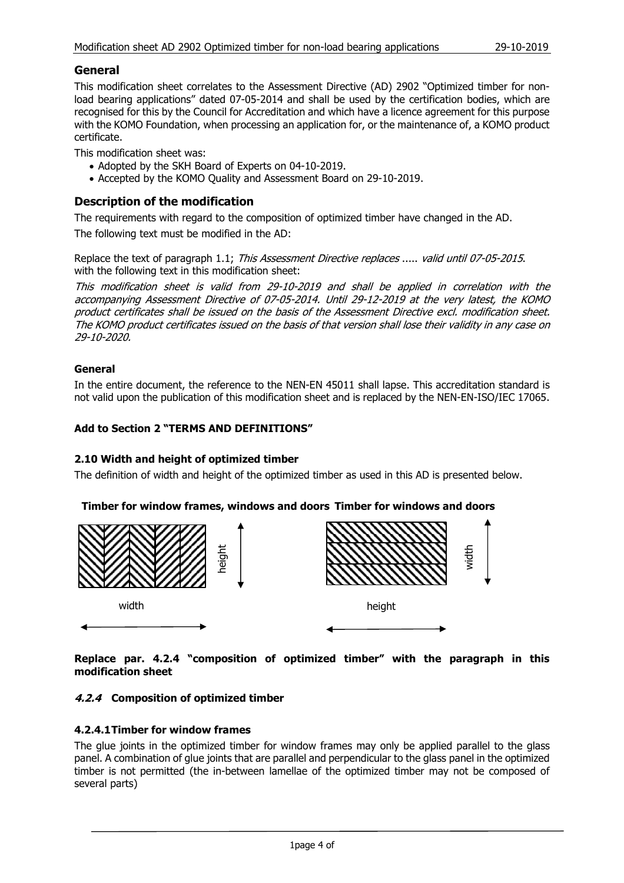## General

This modification sheet correlates to the Assessment Directive (AD) 2902 "Optimized timber for non-load bearing applications" dated 07-05-2014 and shall be used by the certification bodies, which are recognised for this by the Council for Accreditation and which have a licence agreement for this purpose with the KOMO Foundation, when processing an application for, or the maintenance of, a KOMO product certificate.

This modification sheet was:

- Adopted by the SKH Board of Experts on 04-10-2019.
- Accepted by the KOMO Quality and Assessment Board on 29-10-2019.

## Description of the modification

The requirements with regard to the composition of optimized timber have changed in the AD.

The following text must be modified in the AD:

Replace the text of paragraph 1.1; *This Assessment Directive replaces ..... valid until 07-05-2015.* with the following text in this modification sheet:

*This modification sheet is valid from 29-10-2019 and shall be applied in correlation with the accompanying Assessment Directive of 07-05-2014. Until 29-12-2019 at the very latest, the KOMO product certificates shall be issued on the basis of the Assessment Directive excl. modification sheet. The KOMO product certificates issued on the basis of that version shall lose their validity in any case on 29-10-2020.*

**General**

In the entire document, the reference to the NEN-EN 45011 shall lapse. This accreditation standard is not valid upon the publication of this modification sheet and is replaced by the NEN-EN-ISO/IEC 17065.

**Add to Section 2 "TERMS AND DEFINITIONS"**

**2.10 Width and height of optimized timber**

The definition of width and height of the optimized timber as used in this AD is presented below.

**Timber for window frames, windows and doors** | **Timber for windows and doors**

height

width

width

height

**Replace par. 4.2.4 "composition of optimized timber" with the paragraph in this modification sheet**

***4.2.4*** **Composition of optimized timber**

**4.2.4.1 Timber for window frames**

The glue joints in the optimized timber for window frames may only be applied parallel to the glass panel. A combination of glue joints that are parallel and perpendicular to the glass panel in the optimized timber is not permitted (the in-between lamellae of the optimized timber may not be composed of several parts)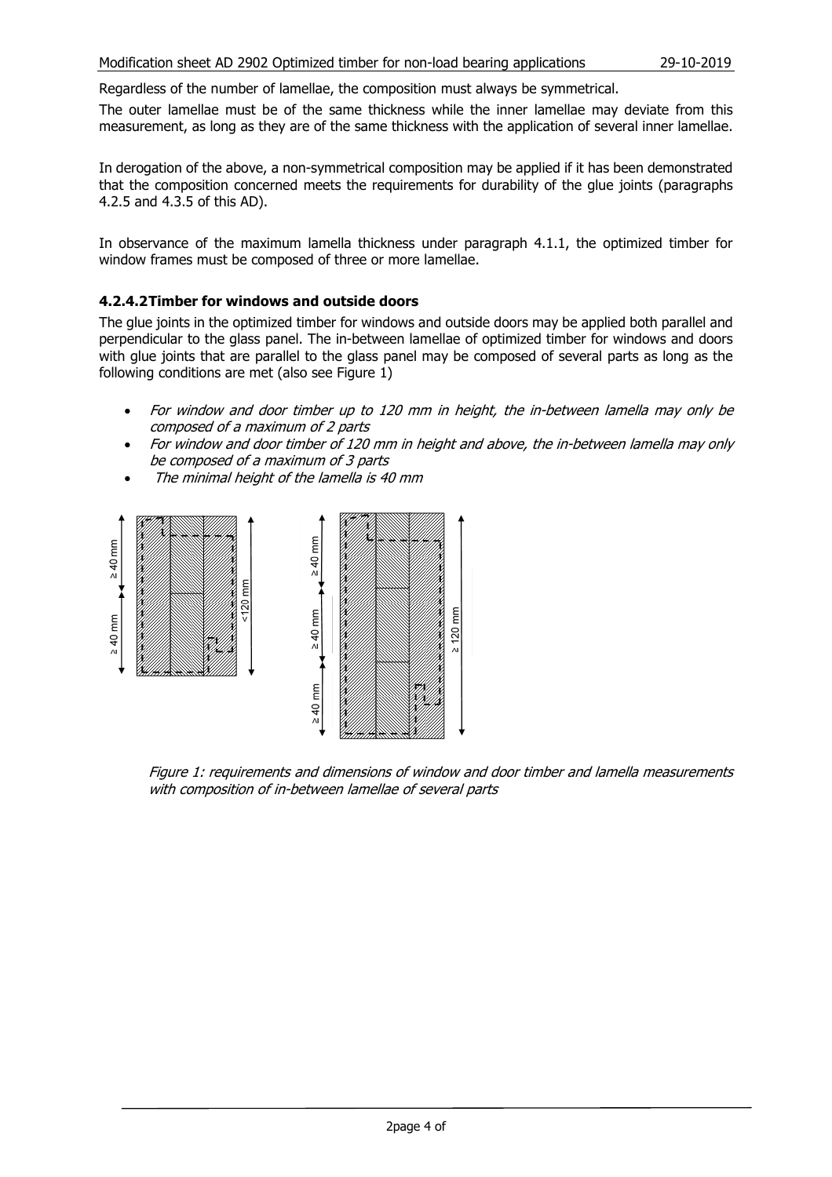Regardless of the number of lamellae, the composition must always be symmetrical.

The outer lamellae must be of the same thickness while the inner lamellae may deviate from this measurement, as long as they are of the same thickness with the application of several inner lamellae.

In derogation of the above, a non-symmetrical composition may be applied if it has been demonstrated that the composition concerned meets the requirements for durability of the glue joints (paragraphs 4.2.5 and 4.3.5 of this AD).

In observance of the maximum lamella thickness under paragraph 4.1.1, the optimized timber for window frames must be composed of three or more lamellae.

#### 4.2.4.2Timber for windows and outside doors

The glue joints in the optimized timber for windows and outside doors may be applied both parallel and perpendicular to the glass panel. The in-between lamellae of optimized timber for windows and doors with glue joints that are parallel to the glass panel may be composed of several parts as long as the following conditions are met (also see Figure 1)

- *For window and door timber up to 120 mm in height, the in-between lamella may only be composed of a maximum of 2 parts*
- *For window and door timber of 120 mm in height and above, the in-between lamella may only be composed of a maximum of 3 parts*
- *The minimal height of the lamella is 40 mm*

*Figure 1: requirements and dimensions of window and door timber and lamella measurements with composition of in-between lamellae of several parts*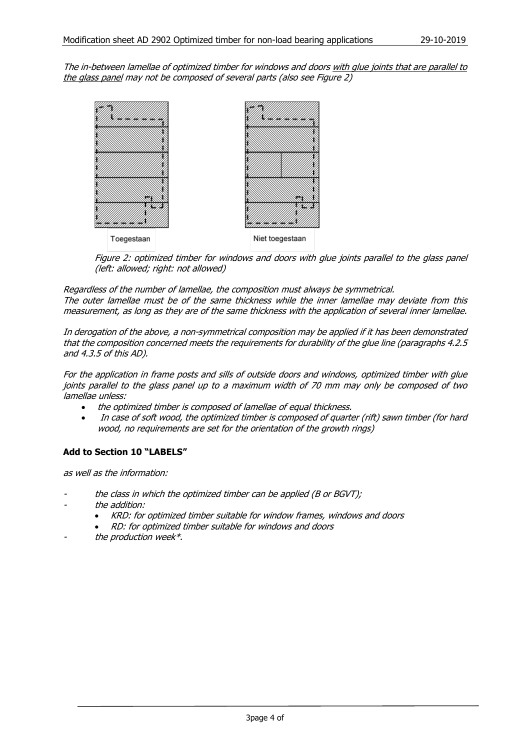*The in-between lamellae of optimized timber for windows and doors with glue joints that are parallel to the glass panel may not be composed of several parts (also see Figure 2)*

Toegestaan

Niet toegestaan

*Figure 2: optimized timber for windows and doors with glue joints parallel to the glass panel (left: allowed; right: not allowed)*

*Regardless of the number of lamellae, the composition must always be symmetrical.*
*The outer lamellae must be of the same thickness while the inner lamellae may deviate from this measurement, as long as they are of the same thickness with the application of several inner lamellae.*

*In derogation of the above, a non-symmetrical composition may be applied if it has been demonstrated that the composition concerned meets the requirements for durability of the glue line (paragraphs 4.2.5 and 4.3.5 of this AD).*

*For the application in frame posts and sills of outside doors and windows, optimized timber with glue joints parallel to the glass panel up to a maximum width of 70 mm may only be composed of two lamellae unless:*

- *the optimized timber is composed of lamellae of equal thickness.*
- *In case of soft wood, the optimized timber is composed of quarter (rift) sawn timber (for hard wood, no requirements are set for the orientation of the growth rings)*

**Add to Section 10 "LABELS"**

*as well as the information:*

- *the class in which the optimized timber can be applied (B or BGVT);*
- *the addition:*
  - *KRD: for optimized timber suitable for window frames, windows and doors*
  - *RD: for optimized timber suitable for windows and doors*
- *the production week*.*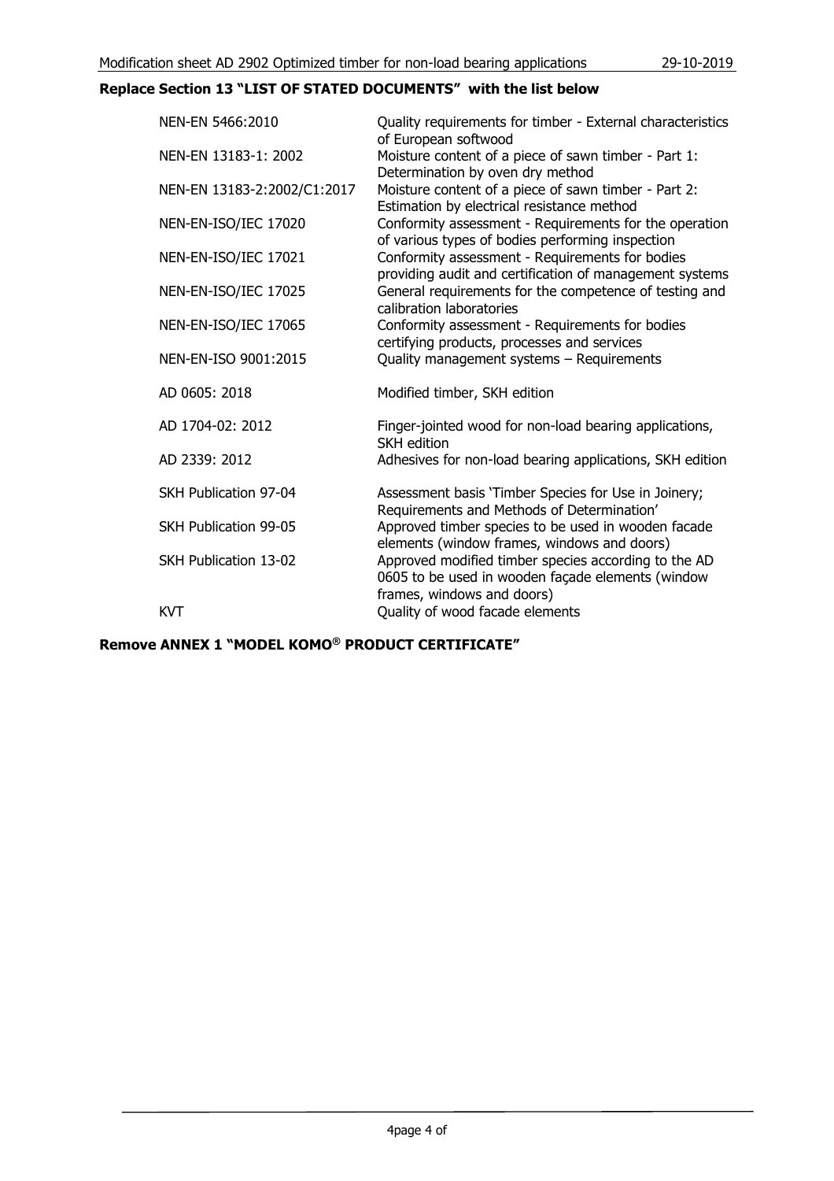**Replace Section 13 "LIST OF STATED DOCUMENTS" with the list below**

| | |
|---|---|
| NEN-EN 5466:2010 | Quality requirements for timber - External characteristics of European softwood |
| NEN-EN 13183-1: 2002 | Moisture content of a piece of sawn timber - Part 1: Determination by oven dry method |
| NEN-EN 13183-2:2002/C1:2017 | Moisture content of a piece of sawn timber - Part 2: Estimation by electrical resistance method |
| NEN-EN-ISO/IEC 17020 | Conformity assessment - Requirements for the operation of various types of bodies performing inspection |
| NEN-EN-ISO/IEC 17021 | Conformity assessment - Requirements for bodies providing audit and certification of management systems |
| NEN-EN-ISO/IEC 17025 | General requirements for the competence of testing and calibration laboratories |
| NEN-EN-ISO/IEC 17065 | Conformity assessment - Requirements for bodies certifying products, processes and services |
| NEN-EN-ISO 9001:2015 | Quality management systems – Requirements |
| AD 0605: 2018 | Modified timber, SKH edition |
| AD 1704-02: 2012 | Finger-jointed wood for non-load bearing applications, SKH edition |
| AD 2339: 2012 | Adhesives for non-load bearing applications, SKH edition |
| SKH Publication 97-04 | Assessment basis 'Timber Species for Use in Joinery; Requirements and Methods of Determination' |
| SKH Publication 99-05 | Approved timber species to be used in wooden facade elements (window frames, windows and doors) |
| SKH Publication 13-02 | Approved modified timber species according to the AD 0605 to be used in wooden façade elements (window frames, windows and doors) |
| KVT | Quality of wood facade elements |

**Remove ANNEX 1 "MODEL KOMO® PRODUCT CERTIFICATE"**